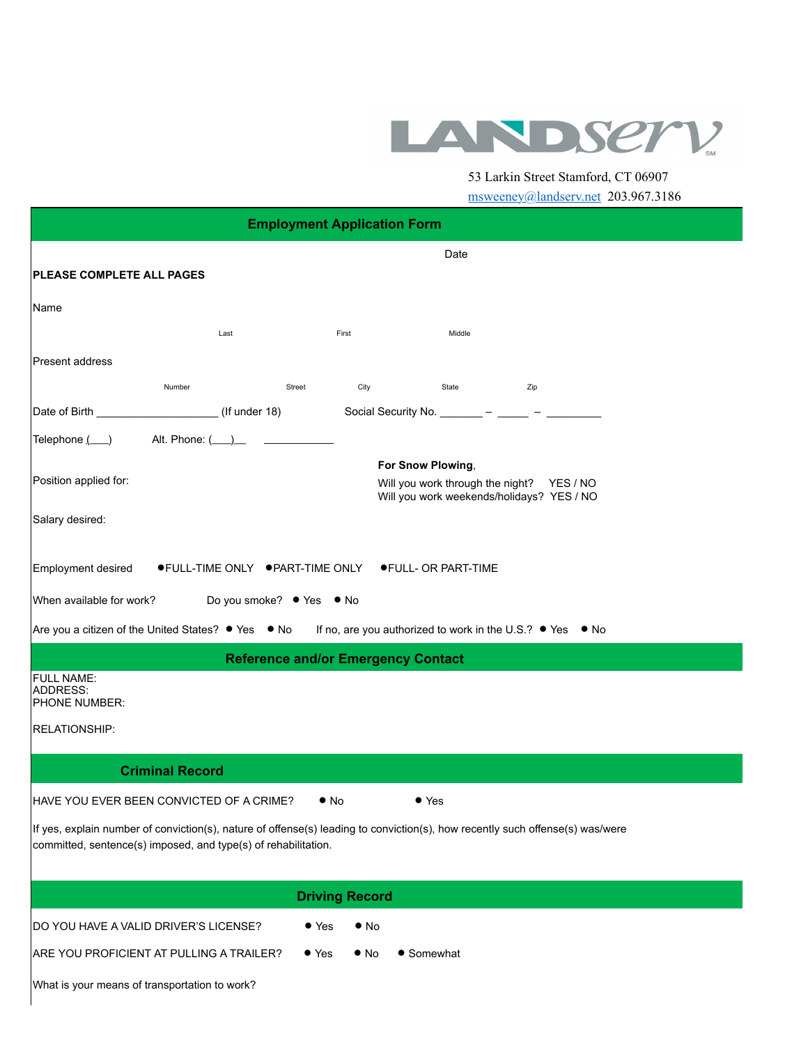LANDserv[SM]

53 Larkin Street Stamford, CT 06907

msweeney@landserv.net 203.967.3186

## Employment Application Form

Date

**PLEASE COMPLETE ALL PAGES**

Name

Last First Middle

Present address

Number Street City State Zip

Date of Birth ____________________ (If under 18) Social Security No. _______ – _____ – _________

Telephone (___) Alt. Phone: (___)__ ____________

Position applied for:

**For Snow Plowing**,
Will you work through the night? YES / NO
Will you work weekends/holidays? YES / NO

Salary desired:

Employment desired ● FULL-TIME ONLY ● PART-TIME ONLY ● FULL- OR PART-TIME

When available for work? Do you smoke? ● Yes ● No

Are you a citizen of the United States? ● Yes ● No If no, are you authorized to work in the U.S.? ● Yes ● No

## Reference and/or Emergency Contact

FULL NAME:
ADDRESS:
PHONE NUMBER:

RELATIONSHIP:

## Criminal Record

HAVE YOU EVER BEEN CONVICTED OF A CRIME? ● No ● Yes

If yes, explain number of conviction(s), nature of offense(s) leading to conviction(s), how recently such offense(s) was/were committed, sentence(s) imposed, and type(s) of rehabilitation.

## Driving Record

DO YOU HAVE A VALID DRIVER'S LICENSE? ● Yes ● No

ARE YOU PROFICIENT AT PULLING A TRAILER? ● Yes ● No ● Somewhat

What is your means of transportation to work?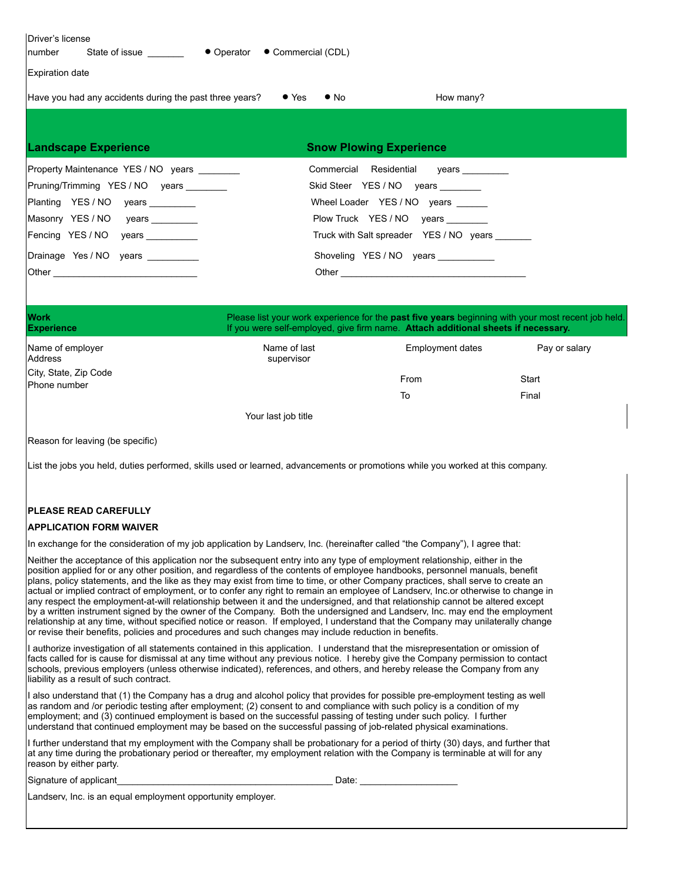Driver's license number State of issue _______ ● Operator ● Commercial (CDL)

Expiration date

Have you had any accidents during the past three years? ● Yes ● No How many?

| **Landscape Experience** | **Snow Plowing Experience** |
|---|---|
| Property Maintenance YES / NO years ________ | Commercial Residential years _________ |
| Pruning/Trimming YES / NO years ________ | Skid Steer YES / NO years ________ |
| Planting YES / NO years _________ | Wheel Loader YES / NO years ______ |
| Masonry YES / NO years _________ | Plow Truck YES / NO years ________ |
| Fencing YES / NO years __________ | Truck with Salt spreader YES / NO years _______ |
| Drainage Yes / NO years __________ | Shoveling YES / NO years ___________ |
| Other ____________________________ | Other ____________________________________ |

**Work Experience**

Please list your work experience for the **past five years** beginning with your most recent job held. If you were self-employed, give firm name. **Attach additional sheets if necessary.**

| Name of employer<br>Address<br>City, State, Zip Code<br>Phone number | Name of last supervisor | Employment dates | Pay or salary |
|---|---|---|---|
| | | From | Start |
| | | To | Final |
| | Your last job title | | |

Reason for leaving (be specific)

List the jobs you held, duties performed, skills used or learned, advancements or promotions while you worked at this company.

**PLEASE READ CAREFULLY**

**APPLICATION FORM WAIVER**

In exchange for the consideration of my job application by Landserv, Inc. (hereinafter called "the Company"), I agree that:

Neither the acceptance of this application nor the subsequent entry into any type of employment relationship, either in the position applied for or any other position, and regardless of the contents of employee handbooks, personnel manuals, benefit plans, policy statements, and the like as they may exist from time to time, or other Company practices, shall serve to create an actual or implied contract of employment, or to confer any right to remain an employee of Landserv, Inc.or otherwise to change in any respect the employment-at-will relationship between it and the undersigned, and that relationship cannot be altered except by a written instrument signed by the owner of the Company. Both the undersigned and Landserv, Inc. may end the employment relationship at any time, without specified notice or reason. If employed, I understand that the Company may unilaterally change or revise their benefits, policies and procedures and such changes may include reduction in benefits.

I authorize investigation of all statements contained in this application. I understand that the misrepresentation or omission of facts called for is cause for dismissal at any time without any previous notice. I hereby give the Company permission to contact schools, previous employers (unless otherwise indicated), references, and others, and hereby release the Company from any liability as a result of such contract.

I also understand that (1) the Company has a drug and alcohol policy that provides for possible pre-employment testing as well as random and /or periodic testing after employment; (2) consent to and compliance with such policy is a condition of my employment; and (3) continued employment is based on the successful passing of testing under such policy. I further understand that continued employment may be based on the successful passing of job-related physical examinations.

I further understand that my employment with the Company shall be probationary for a period of thirty (30) days, and further that at any time during the probationary period or thereafter, my employment relation with the Company is terminable at will for any reason by either party.

Signature of applicant__________________________________________ Date: ___________________

Landserv, Inc. is an equal employment opportunity employer.